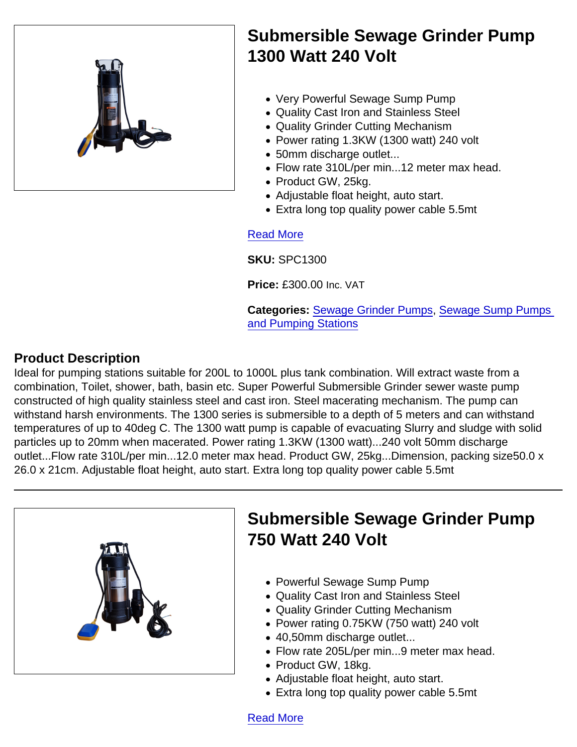## Submersible Sewage Grinder Pump 1300 Watt 240 Volt

- Very Powerful Sewage Sump Pump
- Quality Cast Iron and Stainless Steel
- Quality Grinder Cutting Mechanism
- Power rating 1.3KW (1300 watt) 240 volt
- 50mm discharge outlet...
- Flow rate 310L/per min...12 meter max head.
- Product GW, 25kg.
- Adjustable float height, auto start.
- Extra long top quality power cable 5.5mt

Read More

**SKU:** SPC1300

**Price:** £300.00 Inc. VAT

**Categories:** Sewage Grinder Pumps, Sewage Sump Pumps and Pumping Stations

### Product Description

Ideal for pumping stations suitable for 200L to 1000L plus tank combination. Will extract waste from a combination, Toilet, shower, bath, basin etc. Super Powerful Submersible Grinder sewer waste pump constructed of high quality stainless steel and cast iron. Steel macerating mechanism. The pump can withstand harsh environments. The 1300 series is submersible to a depth of 5 meters and can withstand temperatures of up to 40deg C. The 1300 watt pump is capable of evacuating Slurry and sludge with solid particles up to 20mm when macerated. Power rating 1.3KW (1300 watt)...240 volt 50mm discharge outlet...Flow rate 310L/per min...12.0 meter max head. Product GW, 25kg...Dimension, packing size50.0 x 26.0 x 21cm. Adjustable float height, auto start. Extra long top quality power cable 5.5mt

---

## Submersible Sewage Grinder Pump 750 Watt 240 Volt

- Powerful Sewage Sump Pump
- Quality Cast Iron and Stainless Steel
- Quality Grinder Cutting Mechanism
- Power rating 0.75KW (750 watt) 240 volt
- 40,50mm discharge outlet...
- Flow rate 205L/per min...9 meter max head.
- Product GW, 18kg.
- Adjustable float height, auto start.
- Extra long top quality power cable 5.5mt

Read More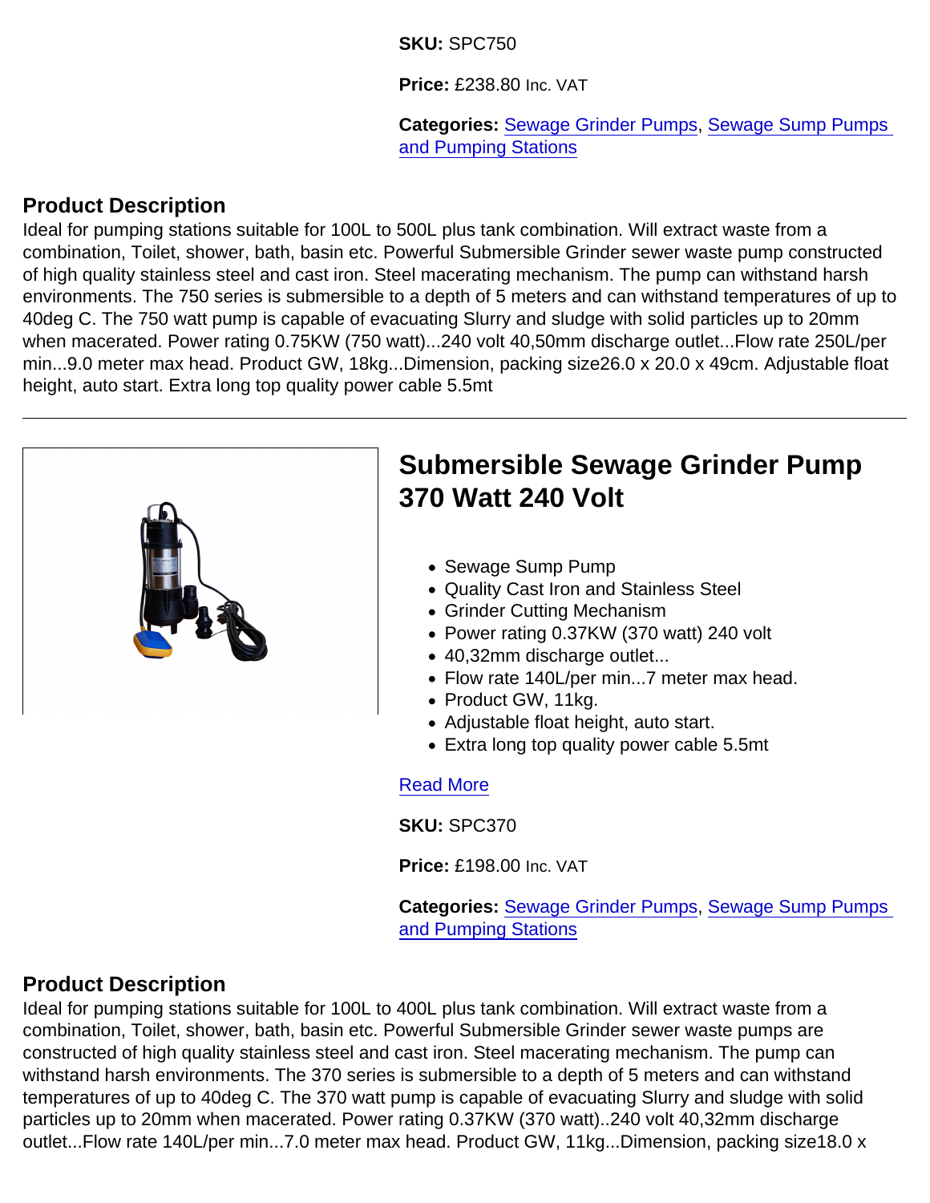**SKU:** SPC750

**Price:** £238.80 Inc. VAT

**Categories:** Sewage Grinder Pumps, Sewage Sump Pumps and Pumping Stations

## Product Description

Ideal for pumping stations suitable for 100L to 500L plus tank combination. Will extract waste from a combination, Toilet, shower, bath, basin etc. Powerful Submersible Grinder sewer waste pump constructed of high quality stainless steel and cast iron. Steel macerating mechanism. The pump can withstand harsh environments. The 750 series is submersible to a depth of 5 meters and can withstand temperatures of up to 40deg C. The 750 watt pump is capable of evacuating Slurry and sludge with solid particles up to 20mm when macerated. Power rating 0.75KW (750 watt)...240 volt 40,50mm discharge outlet...Flow rate 250L/per min...9.0 meter max head. Product GW, 18kg...Dimension, packing size26.0 x 20.0 x 49cm. Adjustable float height, auto start. Extra long top quality power cable 5.5mt

---

## Submersible Sewage Grinder Pump 370 Watt 240 Volt

- Sewage Sump Pump
- Quality Cast Iron and Stainless Steel
- Grinder Cutting Mechanism
- Power rating 0.37KW (370 watt) 240 volt
- 40,32mm discharge outlet...
- Flow rate 140L/per min...7 meter max head.
- Product GW, 11kg.
- Adjustable float height, auto start.
- Extra long top quality power cable 5.5mt

Read More

**SKU:** SPC370

**Price:** £198.00 Inc. VAT

**Categories:** Sewage Grinder Pumps, Sewage Sump Pumps and Pumping Stations

## Product Description

Ideal for pumping stations suitable for 100L to 400L plus tank combination. Will extract waste from a combination, Toilet, shower, bath, basin etc. Powerful Submersible Grinder sewer waste pumps are constructed of high quality stainless steel and cast iron. Steel macerating mechanism. The pump can withstand harsh environments. The 370 series is submersible to a depth of 5 meters and can withstand temperatures of up to 40deg C. The 370 watt pump is capable of evacuating Slurry and sludge with solid particles up to 20mm when macerated. Power rating 0.37KW (370 watt)..240 volt 40,32mm discharge outlet...Flow rate 140L/per min...7.0 meter max head. Product GW, 11kg...Dimension, packing size18.0 x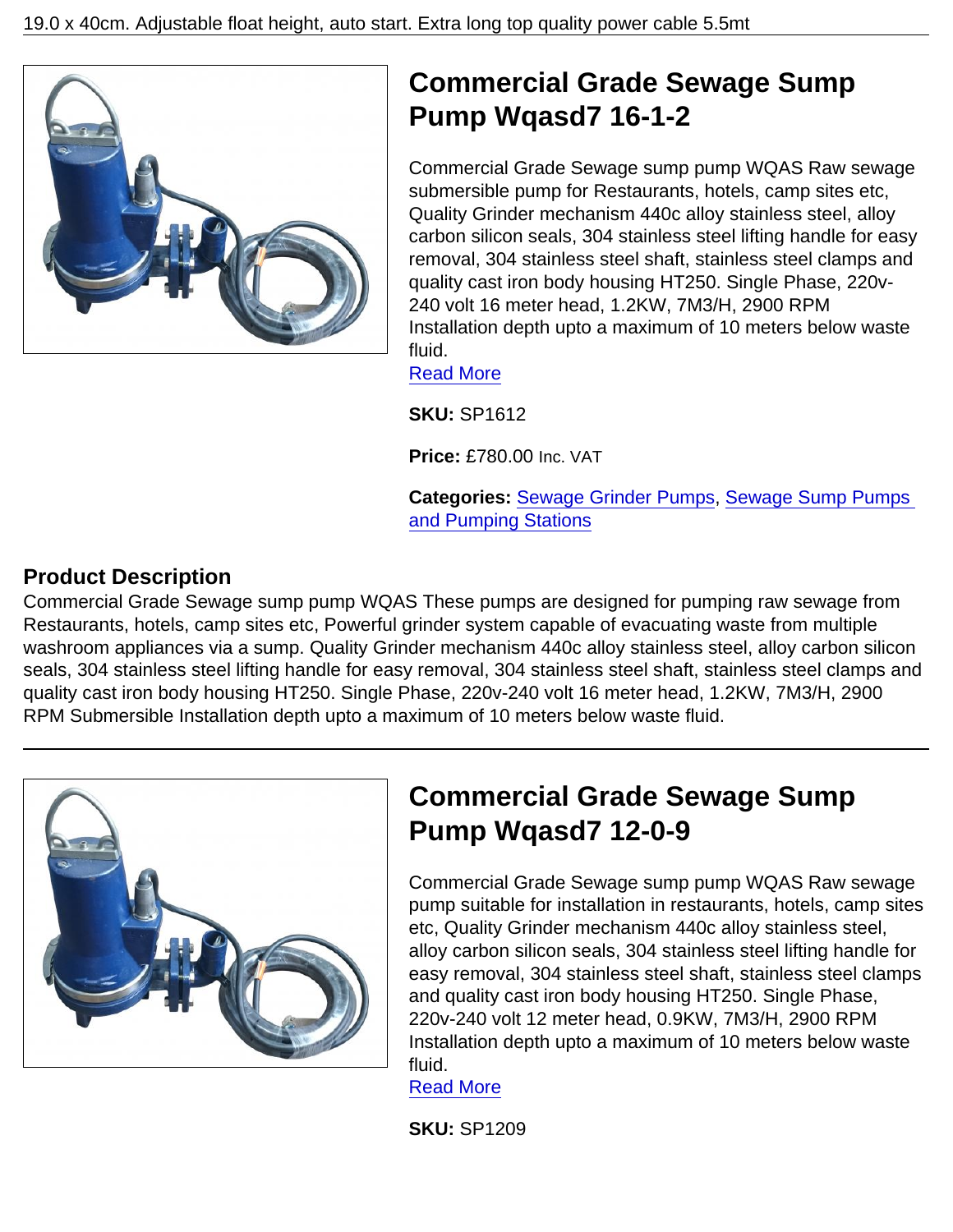19.0 x 40cm. Adjustable float height, auto start. Extra long top quality power cable 5.5mt

## Commercial Grade Sewage Sump Pump Wqasd7 16-1-2

Commercial Grade Sewage sump pump WQAS Raw sewage submersible pump for Restaurants, hotels, camp sites etc, Quality Grinder mechanism 440c alloy stainless steel, alloy carbon silicon seals, 304 stainless steel lifting handle for easy removal, 304 stainless steel shaft, stainless steel clamps and quality cast iron body housing HT250. Single Phase, 220v-240 volt 16 meter head, 1.2KW, 7M3/H, 2900 RPM Installation depth upto a maximum of 10 meters below waste fluid.

[Read More]

**SKU:** SP1612

**Price:** £780.00 Inc. VAT

**Categories:** [Sewage Grinder Pumps], [Sewage Sump Pumps and Pumping Stations]

### Product Description

Commercial Grade Sewage sump pump WQAS These pumps are designed for pumping raw sewage from Restaurants, hotels, camp sites etc, Powerful grinder system capable of evacuating waste from multiple washroom appliances via a sump. Quality Grinder mechanism 440c alloy stainless steel, alloy carbon silicon seals, 304 stainless steel lifting handle for easy removal, 304 stainless steel shaft, stainless steel clamps and quality cast iron body housing HT250. Single Phase, 220v-240 volt 16 meter head, 1.2KW, 7M3/H, 2900 RPM Submersible Installation depth upto a maximum of 10 meters below waste fluid.

---

## Commercial Grade Sewage Sump Pump Wqasd7 12-0-9

Commercial Grade Sewage sump pump WQAS Raw sewage pump suitable for installation in restaurants, hotels, camp sites etc, Quality Grinder mechanism 440c alloy stainless steel, alloy carbon silicon seals, 304 stainless steel lifting handle for easy removal, 304 stainless steel shaft, stainless steel clamps and quality cast iron body housing HT250. Single Phase, 220v-240 volt 12 meter head, 0.9KW, 7M3/H, 2900 RPM Installation depth upto a maximum of 10 meters below waste fluid.

[Read More]

**SKU:** SP1209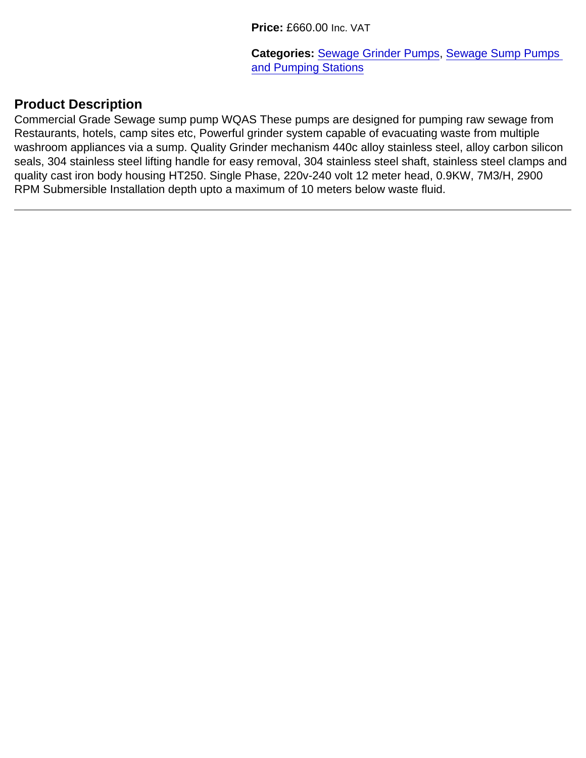**Price:** £660.00 Inc. VAT

**Categories:** Sewage Grinder Pumps, Sewage Sump Pumps and Pumping Stations

## Product Description

Commercial Grade Sewage sump pump WQAS These pumps are designed for pumping raw sewage from Restaurants, hotels, camp sites etc, Powerful grinder system capable of evacuating waste from multiple washroom appliances via a sump. Quality Grinder mechanism 440c alloy stainless steel, alloy carbon silicon seals, 304 stainless steel lifting handle for easy removal, 304 stainless steel shaft, stainless steel clamps and quality cast iron body housing HT250. Single Phase, 220v-240 volt 12 meter head, 0.9KW, 7M3/H, 2900 RPM Submersible Installation depth upto a maximum of 10 meters below waste fluid.

---